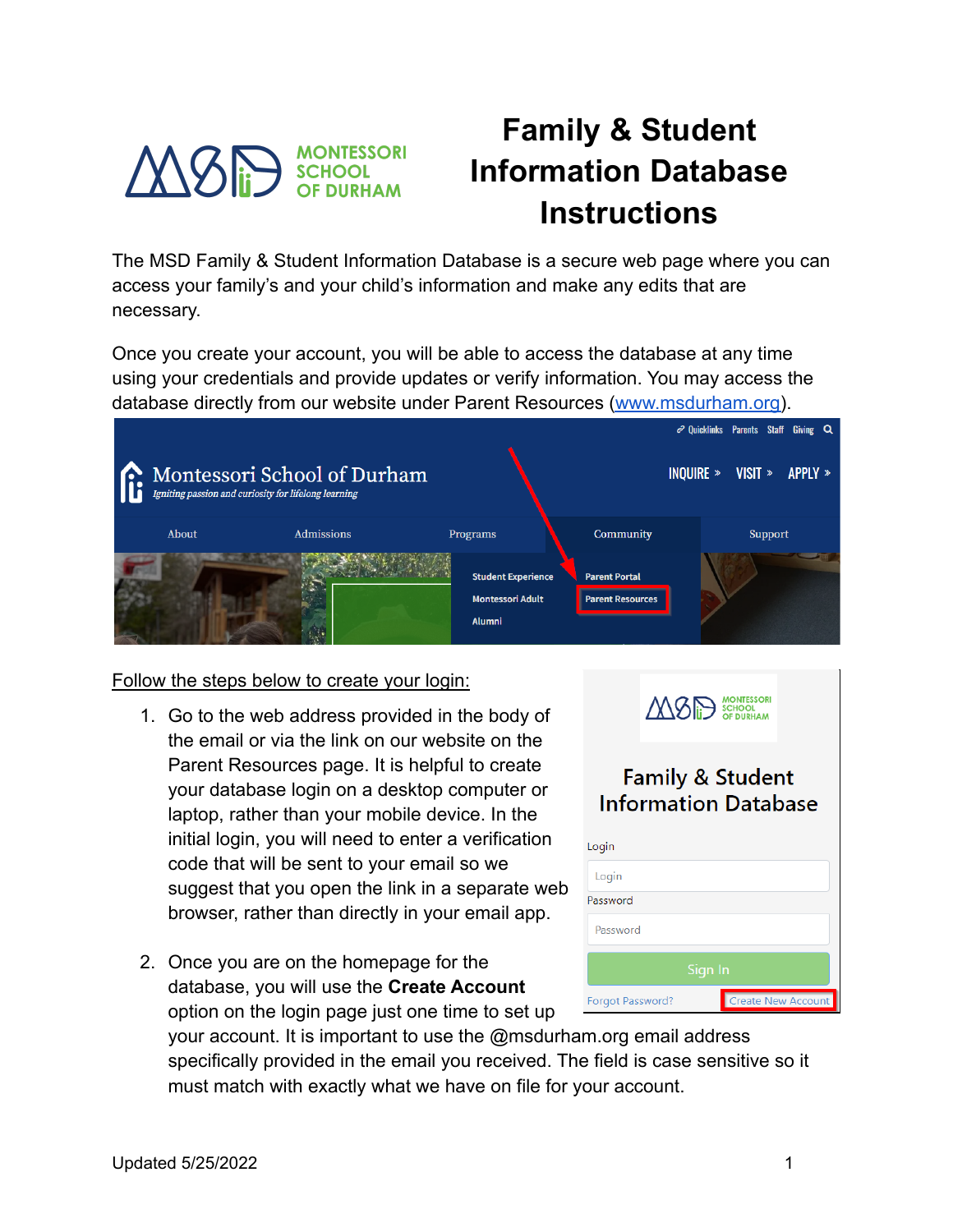# Family & Student Information Database Instructions

The MSD Family & Student Information Database is a secure web page where you can access your family's and your child's information and make any edits that are necessary.

Once you create your account, you will be able to access the database at any time using your credentials and provide updates or verify information. You may access the database directly from our website under Parent Resources (www.msdurham.org).

Follow the steps below to create your login:

1. Go to the web address provided in the body of the email or via the link on our website on the Parent Resources page. It is helpful to create your database login on a desktop computer or laptop, rather than your mobile device. In the initial login, you will need to enter a verification code that will be sent to your email so we suggest that you open the link in a separate web browser, rather than directly in your email app.

2. Once you are on the homepage for the database, you will use the **Create Account** option on the login page just one time to set up your account. It is important to use the @msdurham.org email address specifically provided in the email you received. The field is case sensitive so it must match with exactly what we have on file for your account.

Updated 5/25/2022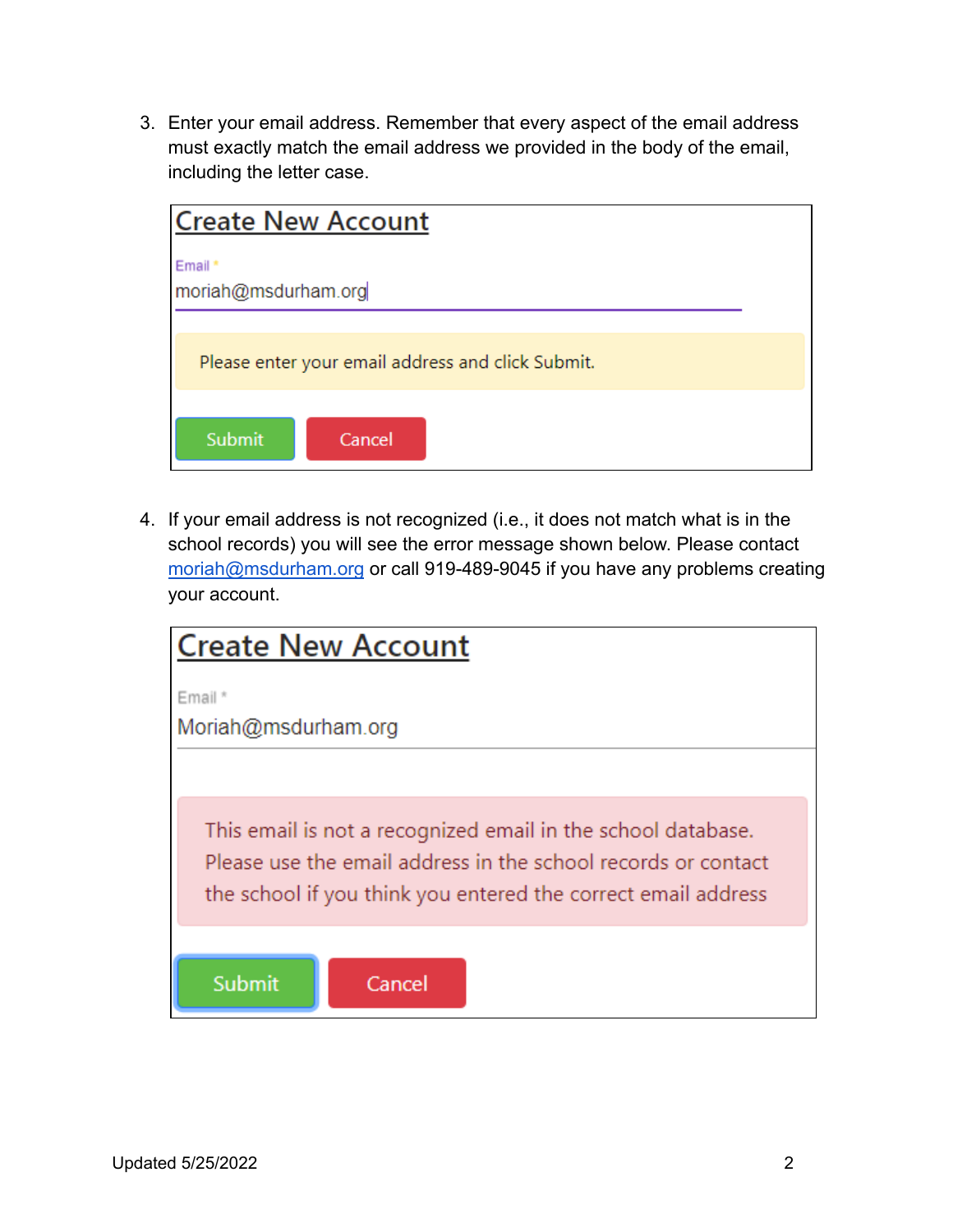3. Enter your email address. Remember that every aspect of the email address must exactly match the email address we provided in the body of the email, including the letter case.

> **Create New Account**
>
> Email *
>
> moriah@msdurham.org
>
> Please enter your email address and click Submit.
>
> Submit | Cancel

4. If your email address is not recognized (i.e., it does not match what is in the school records) you will see the error message shown below. Please contact moriah@msdurham.org or call 919-489-9045 if you have any problems creating your account.

> **Create New Account**
>
> Email *
>
> Moriah@msdurham.org
>
> This email is not a recognized email in the school database. Please use the email address in the school records or contact the school if you think you entered the correct email address
>
> Submit | Cancel

Updated 5/25/2022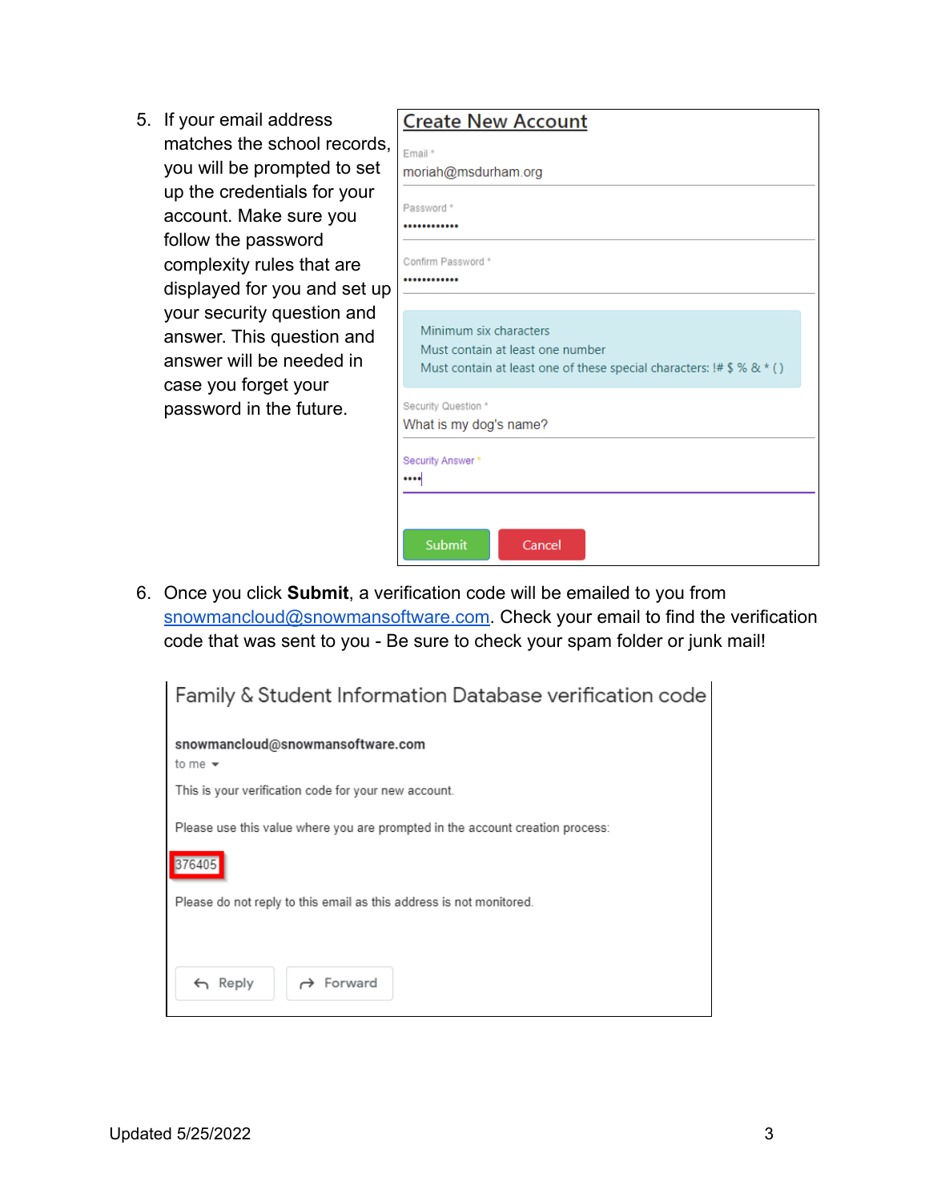5. If your email address matches the school records, you will be prompted to set up the credentials for your account. Make sure you follow the password complexity rules that are displayed for you and set up your security question and answer. This question and answer will be needed in case you forget your password in the future.

**Create New Account**

Email *
moriah@msdurham.org

Password *
••••••••••••

Confirm Password *
••••••••••••

Minimum six characters
Must contain at least one number
Must contain at least one of these special characters: !# $ % & * ( )

Security Question *
What is my dog's name?

Security Answer *
••••

Submit | Cancel

6. Once you click **Submit**, a verification code will be emailed to you from snowmancloud@snowmansoftware.com. Check your email to find the verification code that was sent to you - Be sure to check your spam folder or junk mail!

Family & Student Information Database verification code

**snowmancloud@snowmansoftware.com**
to me

This is your verification code for your new account.

Please use this value where you are prompted in the account creation process:

376405

Please do not reply to this email as this address is not monitored.

Reply | Forward

Updated 5/25/2022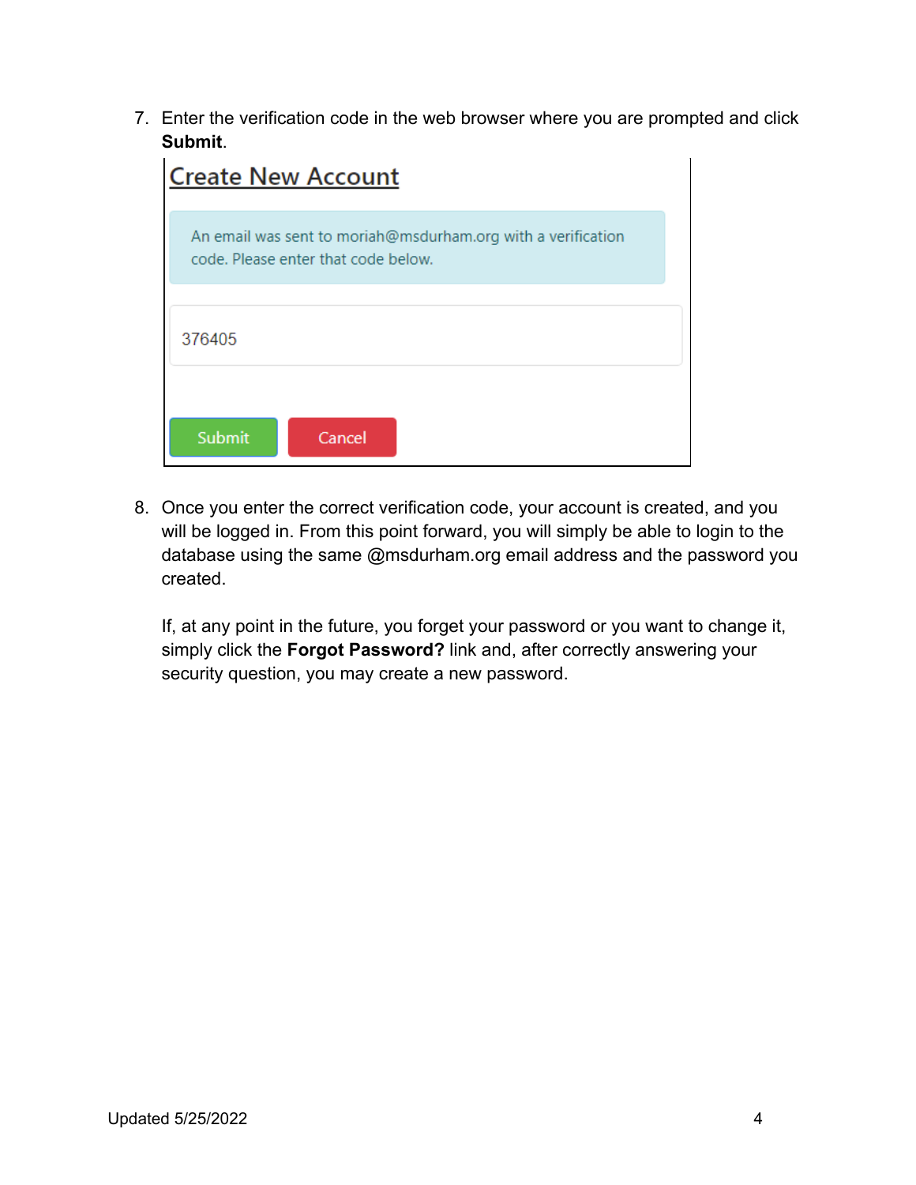7. Enter the verification code in the web browser where you are prompted and click **Submit**.

   **Create New Account**

   An email was sent to moriah@msdurham.org with a verification code. Please enter that code below.

   376405

   Submit   Cancel

8. Once you enter the correct verification code, your account is created, and you will be logged in. From this point forward, you will simply be able to login to the database using the same @msdurham.org email address and the password you created.

   If, at any point in the future, you forget your password or you want to change it, simply click the **Forgot Password?** link and, after correctly answering your security question, you may create a new password.

Updated 5/25/2022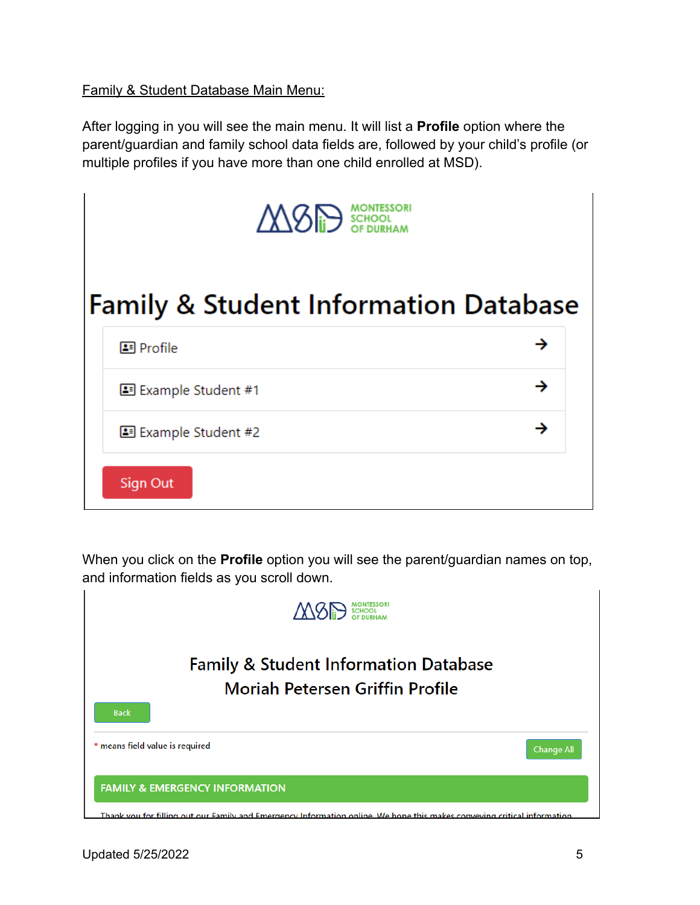Family & Student Database Main Menu:

After logging in you will see the main menu. It will list a **Profile** option where the parent/guardian and family school data fields are, followed by your child's profile (or multiple profiles if you have more than one child enrolled at MSD).

MONTESSORI SCHOOL OF DURHAM

# Family & Student Information Database

- Profile →
- Example Student #1 →
- Example Student #2 →

Sign Out

When you click on the **Profile** option you will see the parent/guardian names on top, and information fields as you scroll down.

MONTESSORI SCHOOL OF DURHAM

Family & Student Information Database
Moriah Petersen Griffin Profile

Back

* means field value is required

Change All

FAMILY & EMERGENCY INFORMATION

Thank you for filling out our Family and Emergency Information online. We hope this makes conveying critical information

Updated 5/25/2022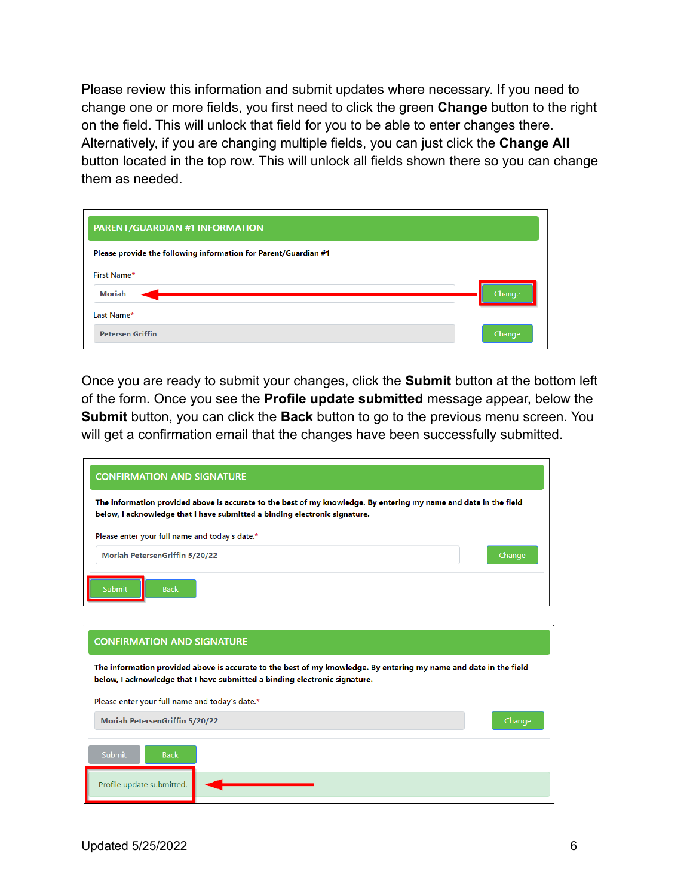Please review this information and submit updates where necessary. If you need to change one or more fields, you first need to click the green **Change** button to the right on the field. This will unlock that field for you to be able to enter changes there. Alternatively, if you are changing multiple fields, you can just click the **Change All** button located in the top row. This will unlock all fields shown there so you can change them as needed.

PARENT/GUARDIAN #1 INFORMATION

Please provide the following information for Parent/Guardian #1

First Name*

Moriah — Change

Last Name*

Petersen Griffin — Change

Once you are ready to submit your changes, click the **Submit** button at the bottom left of the form. Once you see the **Profile update submitted** message appear, below the **Submit** button, you can click the **Back** button to go to the previous menu screen. You will get a confirmation email that the changes have been successfully submitted.

CONFIRMATION AND SIGNATURE

The information provided above is accurate to the best of my knowledge. By entering my name and date in the field below, I acknowledge that I have submitted a binding electronic signature.

Please enter your full name and today's date.*

Moriah PetersenGriffin 5/20/22 — Change

Submit — Back

CONFIRMATION AND SIGNATURE

The information provided above is accurate to the best of my knowledge. By entering my name and date in the field below, I acknowledge that I have submitted a binding electronic signature.

Please enter your full name and today's date.*

Moriah PetersenGriffin 5/20/22 — Change

Submit — Back

Profile update submitted.

Updated 5/25/2022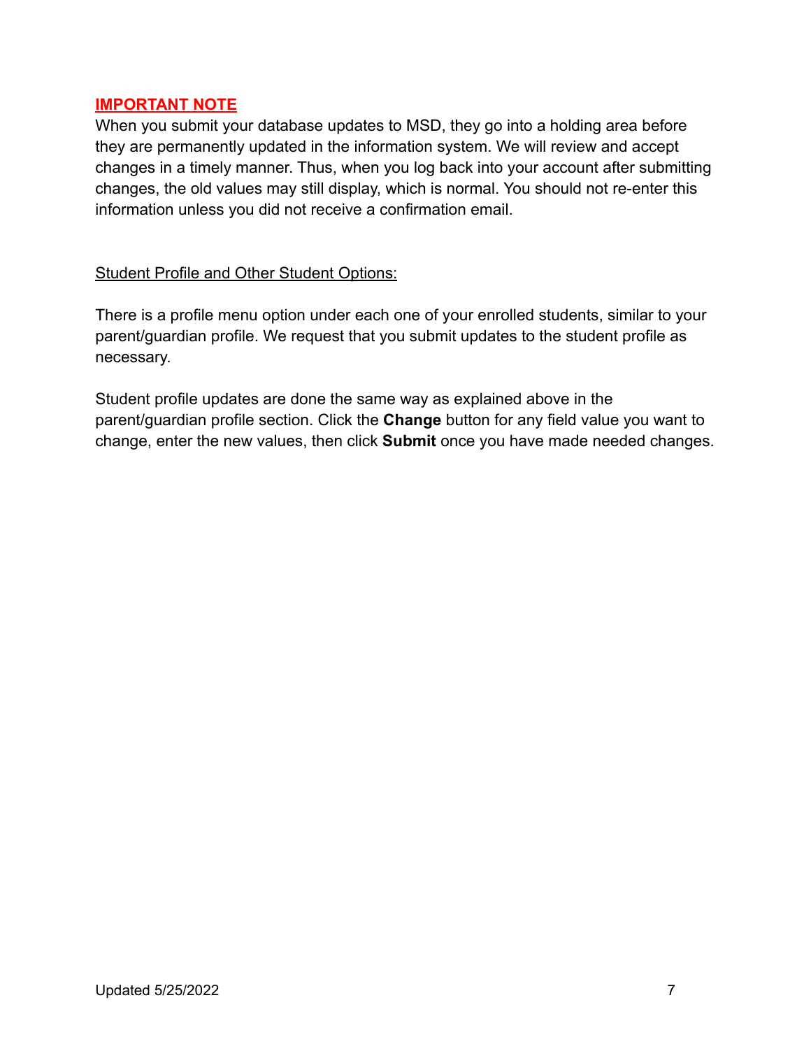**IMPORTANT NOTE**

When you submit your database updates to MSD, they go into a holding area before they are permanently updated in the information system. We will review and accept changes in a timely manner. Thus, when you log back into your account after submitting changes, the old values may still display, which is normal. You should not re-enter this information unless you did not receive a confirmation email.

Student Profile and Other Student Options:

There is a profile menu option under each one of your enrolled students, similar to your parent/guardian profile. We request that you submit updates to the student profile as necessary.

Student profile updates are done the same way as explained above in the parent/guardian profile section. Click the **Change** button for any field value you want to change, enter the new values, then click **Submit** once you have made needed changes.

Updated 5/25/2022